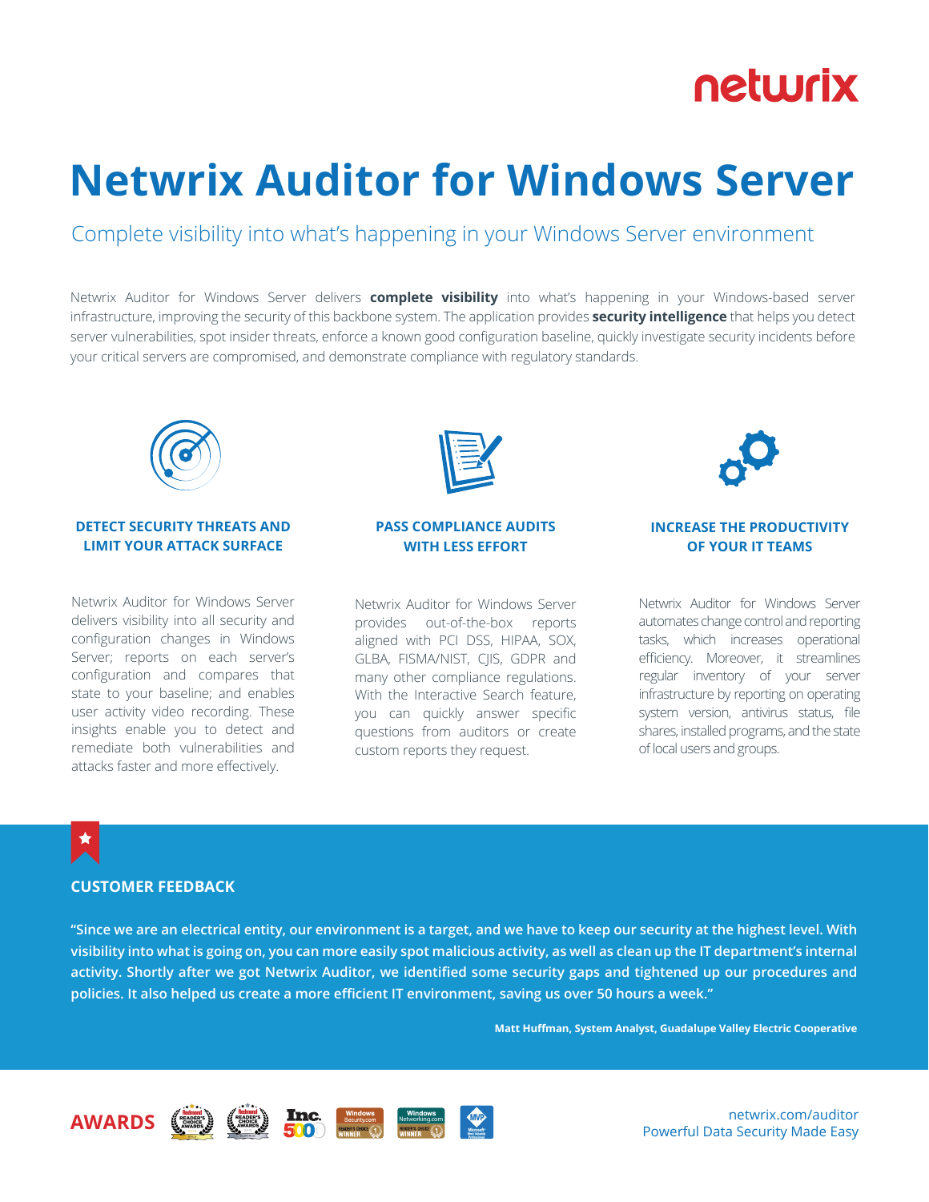# Netwrix Auditor for Windows Server

## Complete visibility into what's happening in your Windows Server environment

Netwrix Auditor for Windows Server delivers **complete visibility** into what's happening in your Windows-based server infrastructure, improving the security of this backbone system. The application provides **security intelligence** that helps you detect server vulnerabilities, spot insider threats, enforce a known good configuration baseline, quickly investigate security incidents before your critical servers are compromised, and demonstrate compliance with regulatory standards.

### DETECT SECURITY THREATS AND LIMIT YOUR ATTACK SURFACE

Netwrix Auditor for Windows Server delivers visibility into all security and configuration changes in Windows Server; reports on each server's configuration and compares that state to your baseline; and enables user activity video recording. These insights enable you to detect and remediate both vulnerabilities and attacks faster and more effectively.

### PASS COMPLIANCE AUDITS WITH LESS EFFORT

Netwrix Auditor for Windows Server provides out-of-the-box reports aligned with PCI DSS, HIPAA, SOX, GLBA, FISMA/NIST, CJIS, GDPR and many other compliance regulations. With the Interactive Search feature, you can quickly answer specific questions from auditors or create custom reports they request.

### INCREASE THE PRODUCTIVITY OF YOUR IT TEAMS

Netwrix Auditor for Windows Server automates change control and reporting tasks, which increases operational efficiency. Moreover, it streamlines regular inventory of your server infrastructure by reporting on operating system version, antivirus status, file shares, installed programs, and the state of local users and groups.

### CUSTOMER FEEDBACK

**"Since we are an electrical entity, our environment is a target, and we have to keep our security at the highest level. With visibility into what is going on, you can more easily spot malicious activity, as well as clean up the IT department's internal activity. Shortly after we got Netwrix Auditor, we identified some security gaps and tightened up our procedures and policies. It also helped us create a more efficient IT environment, saving us over 50 hours a week."**

**Matt Huffman, System Analyst, Guadalupe Valley Electric Cooperative**

**AWARDS**

netwrix.com/auditor
Powerful Data Security Made Easy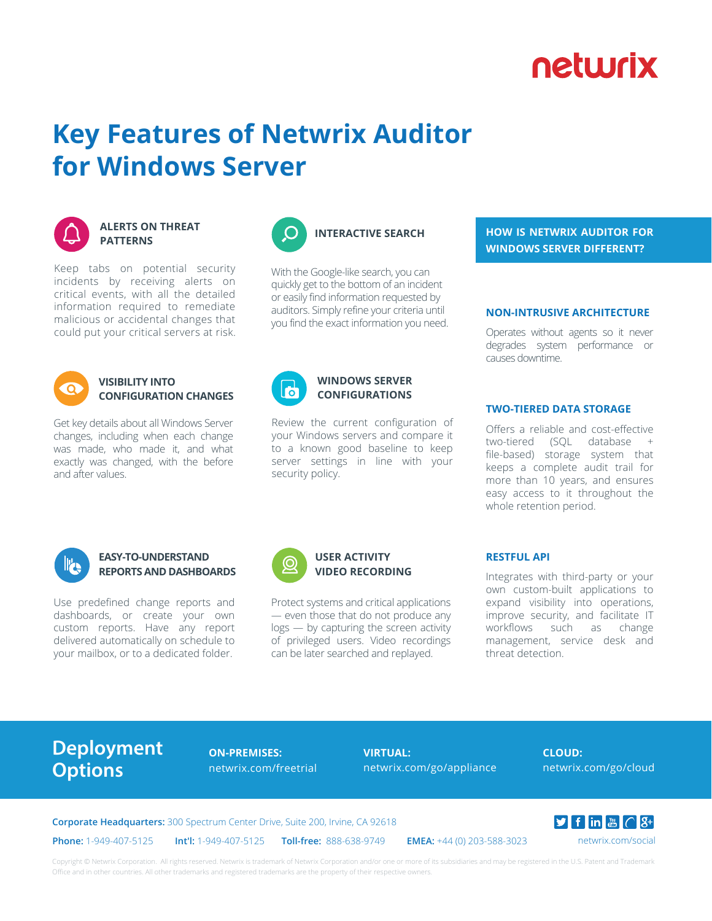# Key Features of Netwrix Auditor for Windows Server

### ALERTS ON THREAT PATTERNS

Keep tabs on potential security incidents by receiving alerts on critical events, with all the detailed information required to remediate malicious or accidental changes that could put your critical servers at risk.

### VISIBILITY INTO CONFIGURATION CHANGES

Get key details about all Windows Server changes, including when each change was made, who made it, and what exactly was changed, with the before and after values.

### EASY-TO-UNDERSTAND REPORTS AND DASHBOARDS

Use predefined change reports and dashboards, or create your own custom reports. Have any report delivered automatically on schedule to your mailbox, or to a dedicated folder.

### INTERACTIVE SEARCH

With the Google-like search, you can quickly get to the bottom of an incident or easily find information requested by auditors. Simply refine your criteria until you find the exact information you need.

### WINDOWS SERVER CONFIGURATIONS

Review the current configuration of your Windows servers and compare it to a known good baseline to keep server settings in line with your security policy.

### USER ACTIVITY VIDEO RECORDING

Protect systems and critical applications — even those that do not produce any logs — by capturing the screen activity of privileged users. Video recordings can be later searched and replayed.

## HOW IS NETWRIX AUDITOR FOR WINDOWS SERVER DIFFERENT?

### NON-INTRUSIVE ARCHITECTURE

Operates without agents so it never degrades system performance or causes downtime.

### TWO-TIERED DATA STORAGE

Offers a reliable and cost-effective two-tiered (SQL database + file-based) storage system that keeps a complete audit trail for more than 10 years, and ensures easy access to it throughout the whole retention period.

### RESTFUL API

Integrates with third-party or your own custom-built applications to expand visibility into operations, improve security, and facilitate IT workflows such as change management, service desk and threat detection.

## Deployment Options

**ON-PREMISES:** netwrix.com/freetrial

**VIRTUAL:** netwrix.com/go/appliance

**CLOUD:** netwrix.com/go/cloud

**Corporate Headquarters:** 300 Spectrum Center Drive, Suite 200, Irvine, CA 92618

**Phone:** 1-949-407-5125 **Int'l:** 1-949-407-5125 **Toll-free:** 888-638-9749 **EMEA:** +44 (0) 203-588-3023

netwrix.com/social

Copyright © Netwrix Corporation. All rights reserved. Netwrix is trademark of Netwrix Corporation and/or one or more of its subsidiaries and may be registered in the U.S. Patent and Trademark Office and in other countries. All other trademarks and registered trademarks are the property of their respective owners.